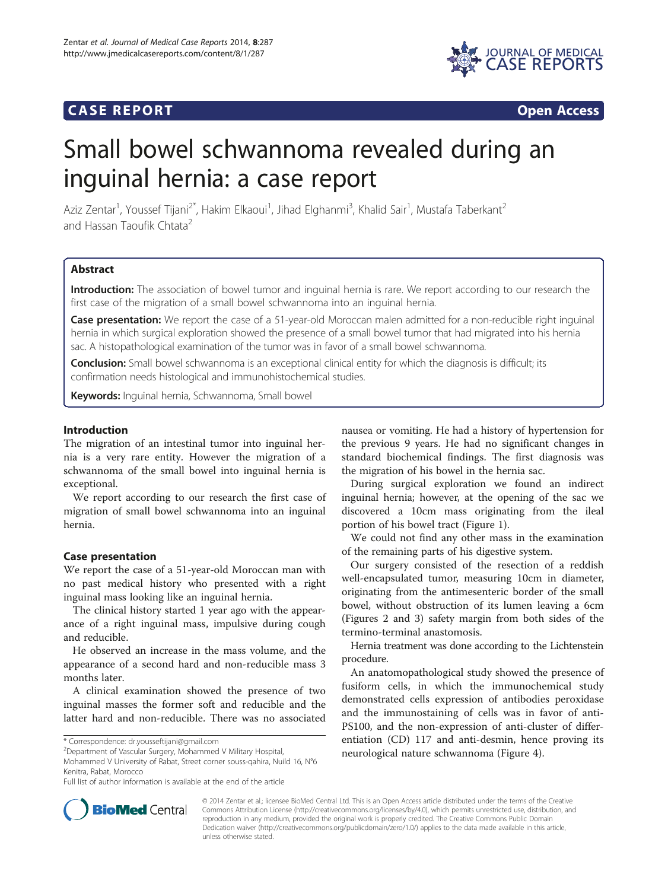CASE REPORT Open Access

# Small bowel schwannoma revealed during an inguinal hernia: a case report

Aziz Zentar[1], Youssef Tijani[2*], Hakim Elkaoui[1], Jihad Elghanmi[3], Khalid Sair[1], Mustafa Taberkant[2] and Hassan Taoufik Chtata[2]

## Abstract

**Introduction:** The association of bowel tumor and inguinal hernia is rare. We report according to our research the first case of the migration of a small bowel schwannoma into an inguinal hernia.

**Case presentation:** We report the case of a 51-year-old Moroccan malen admitted for a non-reducible right inguinal hernia in which surgical exploration showed the presence of a small bowel tumor that had migrated into his hernia sac. A histopathological examination of the tumor was in favor of a small bowel schwannoma.

**Conclusion:** Small bowel schwannoma is an exceptional clinical entity for which the diagnosis is difficult; its confirmation needs histological and immunohistochemical studies.

**Keywords:** Inguinal hernia, Schwannoma, Small bowel

## Introduction

The migration of an intestinal tumor into inguinal hernia is a very rare entity. However the migration of a schwannoma of the small bowel into inguinal hernia is exceptional.

We report according to our research the first case of migration of small bowel schwannoma into an inguinal hernia.

## Case presentation

We report the case of a 51-year-old Moroccan man with no past medical history who presented with a right inguinal mass looking like an inguinal hernia.

The clinical history started 1 year ago with the appearance of a right inguinal mass, impulsive during cough and reducible.

He observed an increase in the mass volume, and the appearance of a second hard and non-reducible mass 3 months later.

A clinical examination showed the presence of two inguinal masses the former soft and reducible and the latter hard and non-reducible. There was no associated nausea or vomiting. He had a history of hypertension for the previous 9 years. He had no significant changes in standard biochemical findings. The first diagnosis was the migration of his bowel in the hernia sac.

During surgical exploration we found an indirect inguinal hernia; however, at the opening of the sac we discovered a 10cm mass originating from the ileal portion of his bowel tract (Figure 1).

We could not find any other mass in the examination of the remaining parts of his digestive system.

Our surgery consisted of the resection of a reddish well-encapsulated tumor, measuring 10cm in diameter, originating from the antimesenteric border of the small bowel, without obstruction of its lumen leaving a 6cm (Figures 2 and 3) safety margin from both sides of the termino-terminal anastomosis.

Hernia treatment was done according to the Lichtenstein procedure.

An anatomopathological study showed the presence of fusiform cells, in which the immunochemical study demonstrated cells expression of antibodies peroxidase and the immunostaining of cells was in favor of anti-PS100, and the non-expression of anti-cluster of differentiation (CD) 117 and anti-desmin, hence proving its neurological nature schwannoma (Figure 4).

\* Correspondence: dr.yousseftijani@gmail.com
[2]Department of Vascular Surgery, Mohammed V Military Hospital, Mohammed V University of Rabat, Street corner souss-qahira, Nuild 16, N°6 Kenitra, Rabat, Morocco
Full list of author information is available at the end of the article

© 2014 Zentar et al.; licensee BioMed Central Ltd. This is an Open Access article distributed under the terms of the Creative Commons Attribution License (http://creativecommons.org/licenses/by/4.0), which permits unrestricted use, distribution, and reproduction in any medium, provided the original work is properly credited. The Creative Commons Public Domain Dedication waiver (http://creativecommons.org/publicdomain/zero/1.0/) applies to the data made available in this article, unless otherwise stated.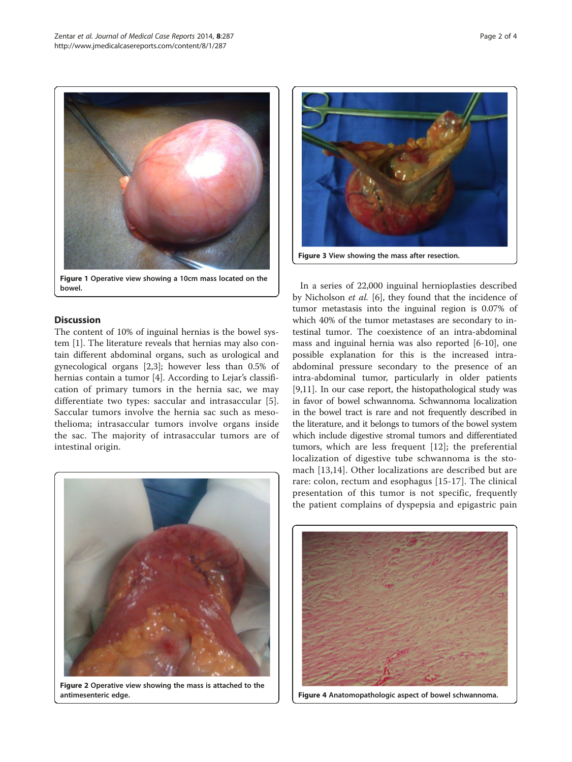Figure 1 Operative view showing a 10cm mass located on the bowel.

## Discussion

The content of 10% of inguinal hernias is the bowel system [1]. The literature reveals that hernias may also contain different abdominal organs, such as urological and gynecological organs [2,3]; however less than 0.5% of hernias contain a tumor [4]. According to Lejar's classification of primary tumors in the hernia sac, we may differentiate two types: saccular and intrasaccular [5]. Saccular tumors involve the hernia sac such as mesothelioma; intrasaccular tumors involve organs inside the sac. The majority of intrasaccular tumors are of intestinal origin.

Figure 2 Operative view showing the mass is attached to the antimesenteric edge.

Figure 3 View showing the mass after resection.

In a series of 22,000 inguinal hernioplasties described by Nicholson *et al.* [6], they found that the incidence of tumor metastasis into the inguinal region is 0.07% of which 40% of the tumor metastases are secondary to intestinal tumor. The coexistence of an intra-abdominal mass and inguinal hernia was also reported [6-10], one possible explanation for this is the increased intra-abdominal pressure secondary to the presence of an intra-abdominal tumor, particularly in older patients [9,11]. In our case report, the histopathological study was in favor of bowel schwannoma. Schwannoma localization in the bowel tract is rare and not frequently described in the literature, and it belongs to tumors of the bowel system which include digestive stromal tumors and differentiated tumors, which are less frequent [12]; the preferential localization of digestive tube schwannoma is the stomach [13,14]. Other localizations are described but are rare: colon, rectum and esophagus [15-17]. The clinical presentation of this tumor is not specific, frequently the patient complains of dyspepsia and epigastric pain

Figure 4 Anatomopathologic aspect of bowel schwannoma.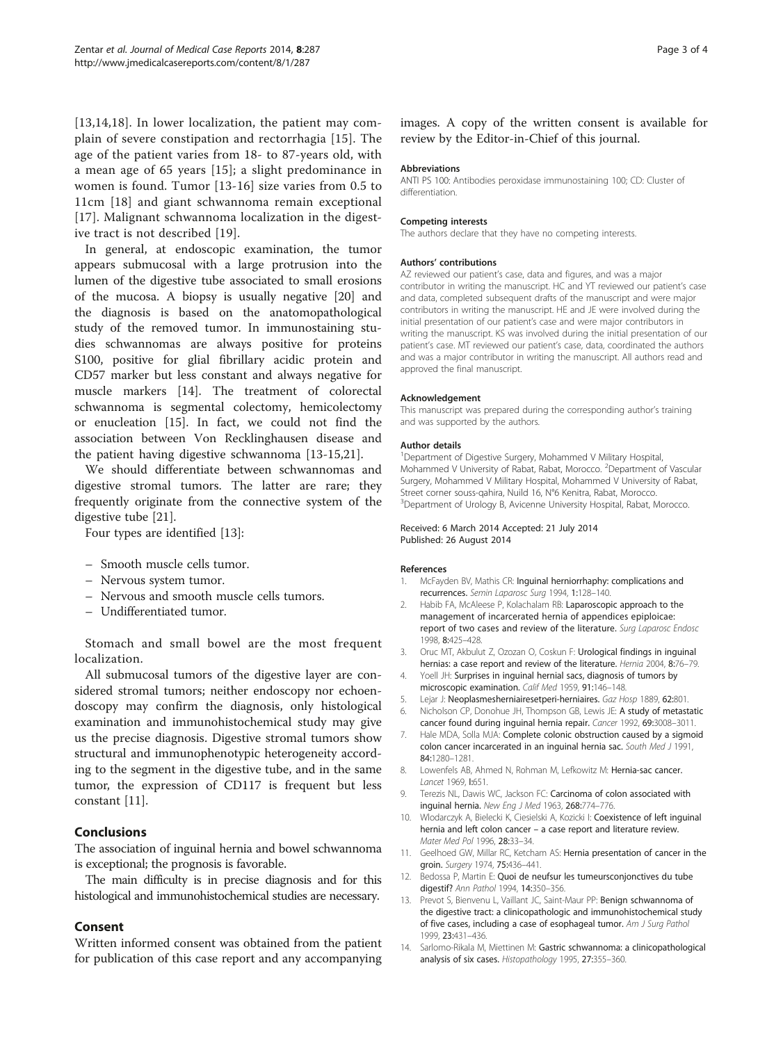[13,14,18]. In lower localization, the patient may complain of severe constipation and rectorrhagia [15]. The age of the patient varies from 18- to 87-years old, with a mean age of 65 years [15]; a slight predominance in women is found. Tumor [13-16] size varies from 0.5 to 11cm [18] and giant schwannoma remain exceptional [17]. Malignant schwannoma localization in the digestive tract is not described [19].

In general, at endoscopic examination, the tumor appears submucosal with a large protrusion into the lumen of the digestive tube associated to small erosions of the mucosa. A biopsy is usually negative [20] and the diagnosis is based on the anatomopathological study of the removed tumor. In immunostaining studies schwannomas are always positive for proteins S100, positive for glial fibrillary acidic protein and CD57 marker but less constant and always negative for muscle markers [14]. The treatment of colorectal schwannoma is segmental colectomy, hemicolectomy or enucleation [15]. In fact, we could not find the association between Von Recklinghausen disease and the patient having digestive schwannoma [13-15,21].

We should differentiate between schwannomas and digestive stromal tumors. The latter are rare; they frequently originate from the connective system of the digestive tube [21].

Four types are identified [13]:

- Smooth muscle cells tumor.
- Nervous system tumor.
- Nervous and smooth muscle cells tumors.
- Undifferentiated tumor.

Stomach and small bowel are the most frequent localization.

All submucosal tumors of the digestive layer are considered stromal tumors; neither endoscopy nor echoendoscopy may confirm the diagnosis, only histological examination and immunohistochemical study may give us the precise diagnosis. Digestive stromal tumors show structural and immunophenotypic heterogeneity according to the segment in the digestive tube, and in the same tumor, the expression of CD117 is frequent but less constant [11].

## Conclusions

The association of inguinal hernia and bowel schwannoma is exceptional; the prognosis is favorable.

The main difficulty is in precise diagnosis and for this histological and immunohistochemical studies are necessary.

## Consent

Written informed consent was obtained from the patient for publication of this case report and any accompanying images. A copy of the written consent is available for review by the Editor-in-Chief of this journal.

#### Abbreviations

ANTI PS 100: Antibodies peroxidase immunostaining 100; CD: Cluster of differentiation.

#### Competing interests

The authors declare that they have no competing interests.

#### Authors' contributions

AZ reviewed our patient's case, data and figures, and was a major contributor in writing the manuscript. HC and YT reviewed our patient's case and data, completed subsequent drafts of the manuscript and were major contributors in writing the manuscript. HE and JE were involved during the initial presentation of our patient's case and were major contributors in writing the manuscript. KS was involved during the initial presentation of our patient's case. MT reviewed our patient's case, data, coordinated the authors and was a major contributor in writing the manuscript. All authors read and approved the final manuscript.

#### Acknowledgement

This manuscript was prepared during the corresponding author's training and was supported by the authors.

#### Author details

[1]Department of Digestive Surgery, Mohammed V Military Hospital, Mohammed V University of Rabat, Rabat, Morocco. [2]Department of Vascular Surgery, Mohammed V Military Hospital, Mohammed V University of Rabat, Street corner souss-qahira, Nuild 16, N°6 Kenitra, Rabat, Morocco. [3]Department of Urology B, Avicenne University Hospital, Rabat, Morocco.

Received: 6 March 2014 Accepted: 21 July 2014
Published: 26 August 2014

#### References

1. McFayden BV, Mathis CR: **Inguinal herniorrhaphy: complications and recurrences.** *Semin Laparosc Surg* 1994, **1:**128–140.
2. Habib FA, McAleese P, Kolachalam RB: **Laparoscopic approach to the management of incarcerated hernia of appendices epiploicae: report of two cases and review of the literature.** *Surg Laparosc Endosc* 1998, **8:**425–428.
3. Oruc MT, Akbulut Z, Ozozan O, Coskun F: **Urological findings in inguinal hernias: a case report and review of the literature.** *Hernia* 2004, **8:**76–79.
4. Yoell JH: **Surprises in inguinal hernial sacs, diagnosis of tumors by microscopic examination.** *Calif Med* 1959, **91:**146–148.
5. Lejar J: **Neoplasmesherniairesetperi-herniaires.** *Gaz Hosp* 1889, **62:**801.
6. Nicholson CP, Donohue JH, Thompson GB, Lewis JE: **A study of metastatic cancer found during inguinal hernia repair.** *Cancer* 1992, **69:**3008–3011.
7. Hale MDA, Solla MJA: **Complete colonic obstruction caused by a sigmoid colon cancer incarcerated in an inguinal hernia sac.** *South Med J* 1991, **84:**1280–1281.
8. Lowenfels AB, Ahmed N, Rohman M, Lefkowitz M: **Hernia-sac cancer.** *Lancet* 1969, **I:**651.
9. Terezis NL, Dawis WC, Jackson FC: **Carcinoma of colon associated with inguinal hernia.** *New Eng J Med* 1963, **268:**774–776.
10. Wlodarczyk A, Bielecki K, Ciesielski A, Kozicki I: **Coexistence of left inguinal hernia and left colon cancer – a case report and literature review.** *Mater Med Pol* 1996, **28:**33–34.
11. Geelhoed GW, Millar RC, Ketcham AS: **Hernia presentation of cancer in the groin.** *Surgery* 1974, **75:**436–441.
12. Bedossa P, Martin E: **Quoi de neufsur les tumeursconjonctives du tube digestif?** *Ann Pathol* 1994, **14:**350–356.
13. Prevot S, Bienvenu L, Vaillant JC, Saint-Maur PP: **Benign schwannoma of the digestive tract: a clinicopathologic and immunohistochemical study of five cases, including a case of esophageal tumor.** *Am J Surg Pathol* 1999, **23:**431–436.
14. Sarlomo-Rikala M, Miettinen M: **Gastric schwannoma: a clinicopathological analysis of six cases.** *Histopathology* 1995, **27:**355–360.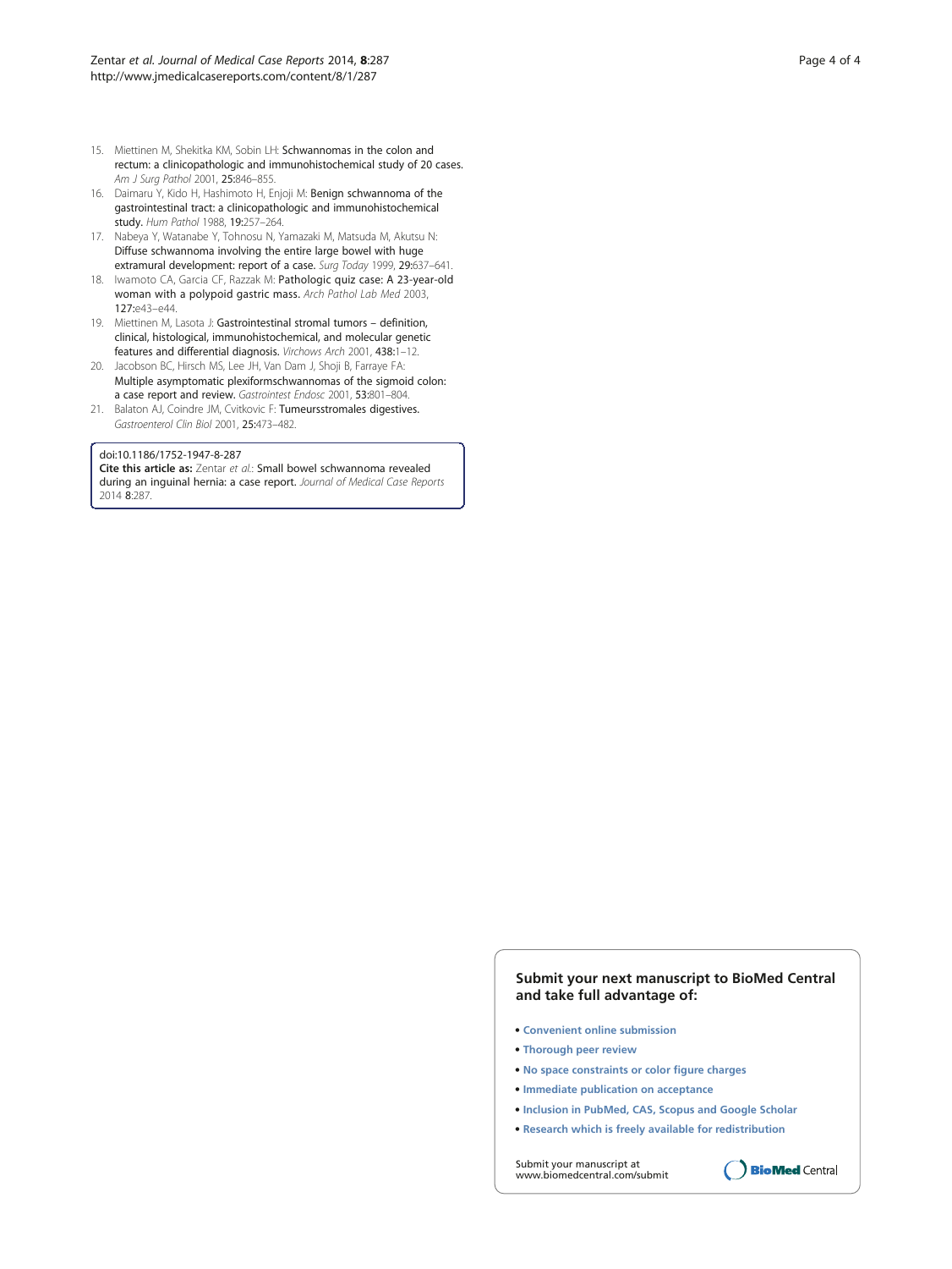15. Miettinen M, Shekitka KM, Sobin LH: Schwannomas in the colon and rectum: a clinicopathologic and immunohistochemical study of 20 cases. *Am J Surg Pathol* 2001, **25**:846–855.
16. Daimaru Y, Kido H, Hashimoto H, Enjoji M: Benign schwannoma of the gastrointestinal tract: a clinicopathologic and immunohistochemical study. *Hum Pathol* 1988, **19**:257–264.
17. Nabeya Y, Watanabe Y, Tohnosu N, Yamazaki M, Matsuda M, Akutsu N: Diffuse schwannoma involving the entire large bowel with huge extramural development: report of a case. *Surg Today* 1999, **29**:637–641.
18. Iwamoto CA, Garcia CF, Razzak M: Pathologic quiz case: A 23-year-old woman with a polypoid gastric mass. *Arch Pathol Lab Med* 2003, **127**:e43–e44.
19. Miettinen M, Lasota J: Gastrointestinal stromal tumors – definition, clinical, histological, immunohistochemical, and molecular genetic features and differential diagnosis. *Virchows Arch* 2001, **438**:1–12.
20. Jacobson BC, Hirsch MS, Lee JH, Van Dam J, Shoji B, Farraye FA: Multiple asymptomatic plexiformschwannomas of the sigmoid colon: a case report and review. *Gastrointest Endosc* 2001, **53**:801–804.
21. Balaton AJ, Coindre JM, Cvitkovic F: Tumeursstromales digestives. *Gastroenterol Clin Biol* 2001, **25**:473–482.

doi:10.1186/1752-1947-8-287
**Cite this article as:** Zentar *et al.*: Small bowel schwannoma revealed during an inguinal hernia: a case report. *Journal of Medical Case Reports* 2014 **8**:287.